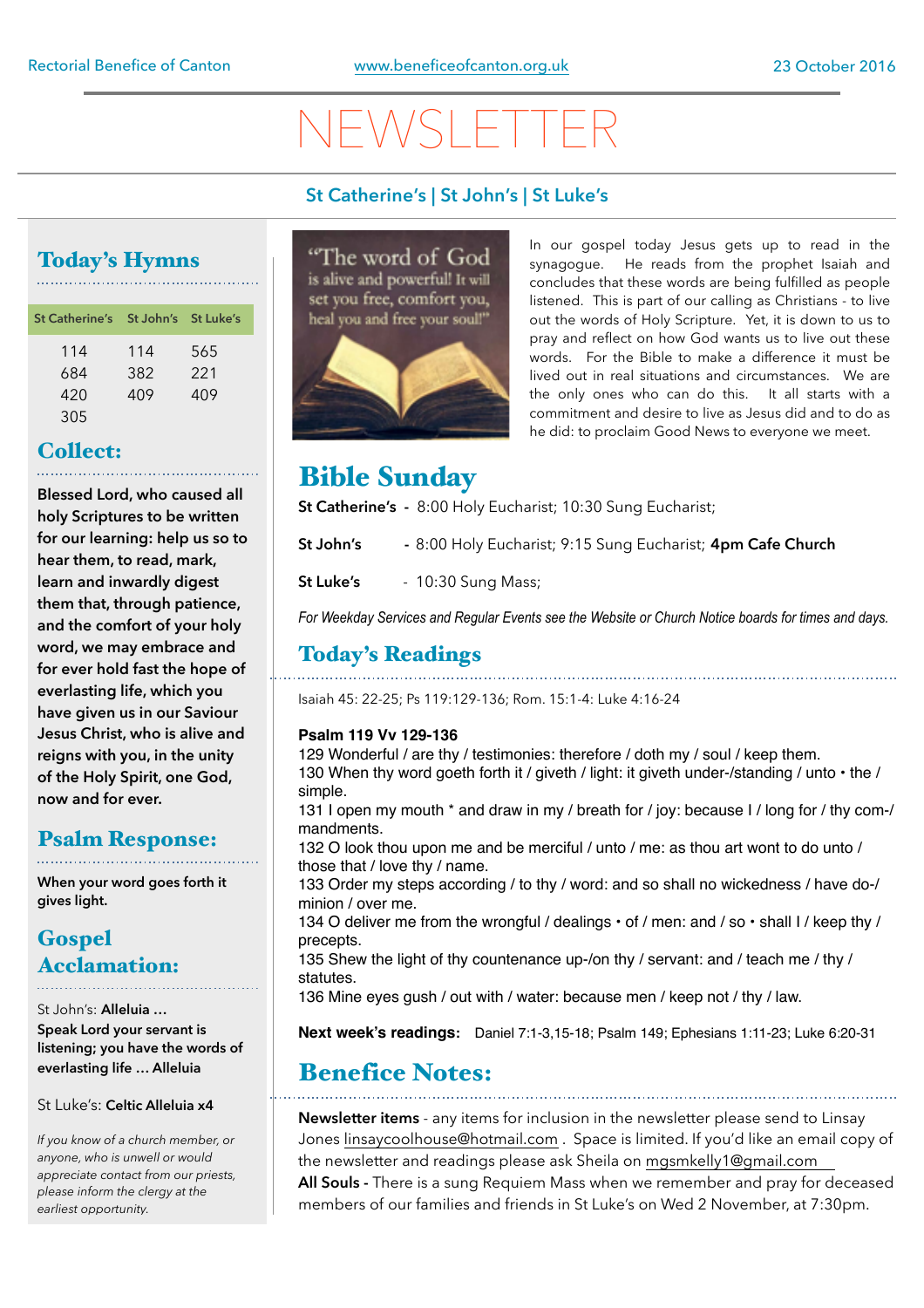Rectorial Benefice of Canton www.beneficeofcanton.org.uk 23 October 2016

# NEWSLETTER

**St Catherine's | St John's | St Luke's**

## Today's Hymns

| St Catherine's | St John's | St Luke's |
|---|---|---|
| 114 | 114 | 565 |
| 684 | 382 | 221 |
| 420 | 409 | 409 |
| 305 | | |

## Collect:

**Blessed Lord, who caused all holy Scriptures to be written for our learning: help us so to hear them, to read, mark, learn and inwardly digest them that, through patience, and the comfort of your holy word, we may embrace and for ever hold fast the hope of everlasting life, which you have given us in our Saviour Jesus Christ, who is alive and reigns with you, in the unity of the Holy Spirit, one God, now and for ever.**

## Psalm Response:

**When your word goes forth it gives light.**

## Gospel Acclamation:

St John's: **Alleluia … Speak Lord your servant is listening; you have the words of everlasting life … Alleluia**

St Luke's: **Celtic Alleluia x4**

*If you know of a church member, or anyone, who is unwell or would appreciate contact from our priests, please inform the clergy at the earliest opportunity.*

"The word of God is alive and powerful! It will set you free, comfort you, heal you and free your soul!"

In our gospel today Jesus gets up to read in the synagogue. He reads from the prophet Isaiah and concludes that these words are being fulfilled as people listened. This is part of our calling as Christians - to live out the words of Holy Scripture. Yet, it is down to us to pray and reflect on how God wants us to live out these words. For the Bible to make a difference it must be lived out in real situations and circumstances. We are the only ones who can do this. It all starts with a commitment and desire to live as Jesus did and to do as he did: to proclaim Good News to everyone we meet.

## Bible Sunday

**St Catherine's** - 8:00 Holy Eucharist; 10:30 Sung Eucharist;

**St John's** - 8:00 Holy Eucharist; 9:15 Sung Eucharist; **4pm Cafe Church**

**St Luke's** - 10:30 Sung Mass;

*For Weekday Services and Regular Events see the Website or Church Notice boards for times and days.*

## Today's Readings

Isaiah 45: 22-25; Ps 119:129-136; Rom. 15:1-4: Luke 4:16-24

**Psalm 119 Vv 129-136**

129 Wonderful / are thy / testimonies: therefore / doth my / soul / keep them.
130 When thy word goeth forth it / giveth / light: it giveth under-/standing / unto • the / simple.
131 I open my mouth * and draw in my / breath for / joy: because I / long for / thy com-/ mandments.
132 O look thou upon me and be merciful / unto / me: as thou art wont to do unto / those that / love thy / name.
133 Order my steps according / to thy / word: and so shall no wickedness / have do-/ minion / over me.
134 O deliver me from the wrongful / dealings • of / men: and / so • shall I / keep thy / precepts.
135 Shew the light of thy countenance up-/on thy / servant: and / teach me / thy / statutes.
136 Mine eyes gush / out with / water: because men / keep not / thy / law.

**Next week's readings:** Daniel 7:1-3,15-18; Psalm 149; Ephesians 1:11-23; Luke 6:20-31

## Benefice Notes:

**Newsletter items** - any items for inclusion in the newsletter please send to Linsay Jones linsaycoolhouse@hotmail.com . Space is limited. If you'd like an email copy of the newsletter and readings please ask Sheila on mgsmkelly1@gmail.com

**All Souls -** There is a sung Requiem Mass when we remember and pray for deceased members of our families and friends in St Luke's on Wed 2 November, at 7:30pm.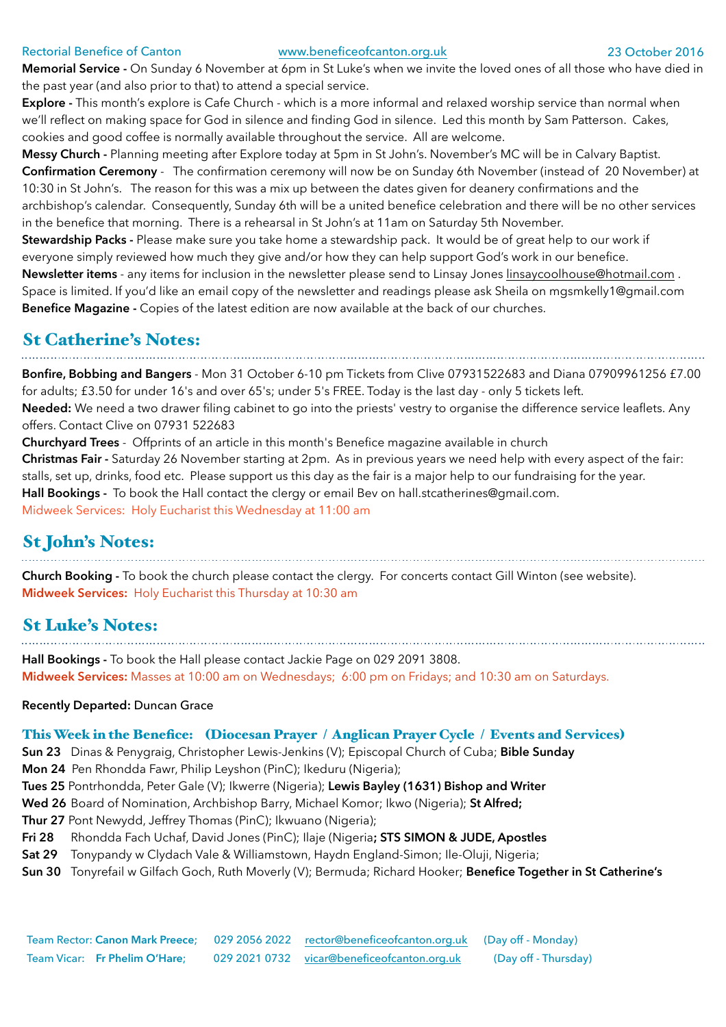**Memorial Service -** On Sunday 6 November at 6pm in St Luke's when we invite the loved ones of all those who have died in the past year (and also prior to that) to attend a special service.

**Explore -** This month's explore is Cafe Church - which is a more informal and relaxed worship service than normal when we'll reflect on making space for God in silence and finding God in silence. Led this month by Sam Patterson. Cakes, cookies and good coffee is normally available throughout the service. All are welcome.

**Messy Church -** Planning meeting after Explore today at 5pm in St John's. November's MC will be in Calvary Baptist.

**Confirmation Ceremony** - The confirmation ceremony will now be on Sunday 6th November (instead of 20 November) at 10:30 in St John's. The reason for this was a mix up between the dates given for deanery confirmations and the archbishop's calendar. Consequently, Sunday 6th will be a united benefice celebration and there will be no other services in the benefice that morning. There is a rehearsal in St John's at 11am on Saturday 5th November.

**Stewardship Packs -** Please make sure you take home a stewardship pack. It would be of great help to our work if everyone simply reviewed how much they give and/or how they can help support God's work in our benefice.

**Newsletter items** - any items for inclusion in the newsletter please send to Linsay Jones linsaycoolhouse@hotmail.com . Space is limited. If you'd like an email copy of the newsletter and readings please ask Sheila on mgsmkelly1@gmail.com

**Benefice Magazine -** Copies of the latest edition are now available at the back of our churches.

## St Catherine's Notes:

**Bonfire, Bobbing and Bangers** - Mon 31 October 6-10 pm Tickets from Clive 07931522683 and Diana 07909961256 £7.00 for adults; £3.50 for under 16's and over 65's; under 5's FREE. Today is the last day - only 5 tickets left.

**Needed:** We need a two drawer filing cabinet to go into the priests' vestry to organise the difference service leaflets. Any offers. Contact Clive on 07931 522683

**Churchyard Trees** - Offprints of an article in this month's Benefice magazine available in church

**Christmas Fair -** Saturday 26 November starting at 2pm. As in previous years we need help with every aspect of the fair: stalls, set up, drinks, food etc. Please support us this day as the fair is a major help to our fundraising for the year.

**Hall Bookings -** To book the Hall contact the clergy or email Bev on hall.stcatherines@gmail.com.

Midweek Services: Holy Eucharist this Wednesday at 11:00 am

## St John's Notes:

**Church Booking -** To book the church please contact the clergy. For concerts contact Gill Winton (see website).

**Midweek Services:** Holy Eucharist this Thursday at 10:30 am

## St Luke's Notes:

**Hall Bookings -** To book the Hall please contact Jackie Page on 029 2091 3808.

**Midweek Services:** Masses at 10:00 am on Wednesdays; 6:00 pm on Fridays; and 10:30 am on Saturdays.

**Recently Departed:** Duncan Grace

### This Week in the Benefice: (Diocesan Prayer / Anglican Prayer Cycle / Events and Services)

**Sun 23** Dinas & Penygraig, Christopher Lewis-Jenkins (V); Episcopal Church of Cuba; **Bible Sunday**

**Mon 24** Pen Rhondda Fawr, Philip Leyshon (PinC); Ikeduru (Nigeria);

**Tues 25** Pontrhondda, Peter Gale (V); Ikwerre (Nigeria); **Lewis Bayley (1631) Bishop and Writer**

**Wed 26** Board of Nomination, Archbishop Barry, Michael Komor; Ikwo (Nigeria); **St Alfred;**

**Thur 27** Pont Newydd, Jeffrey Thomas (PinC); Ikwuano (Nigeria);

**Fri 28** Rhondda Fach Uchaf, David Jones (PinC); Ilaje (Nigeria**; STS SIMON & JUDE, Apostles**

**Sat 29** Tonypandy w Clydach Vale & Williamstown, Haydn England-Simon; Ile-Oluji, Nigeria;

**Sun 30** Tonyrefail w Gilfach Goch, Ruth Moverly (V); Bermuda; Richard Hooker; **Benefice Together in St Catherine's**

Team Rector: **Canon Mark Preece;** 029 2056 2022 rector@beneficeofcanton.org.uk (Day off - Monday)

Team Vicar: **Fr Phelim O'Hare;** 029 2021 0732 vicar@beneficeofcanton.org.uk (Day off - Thursday)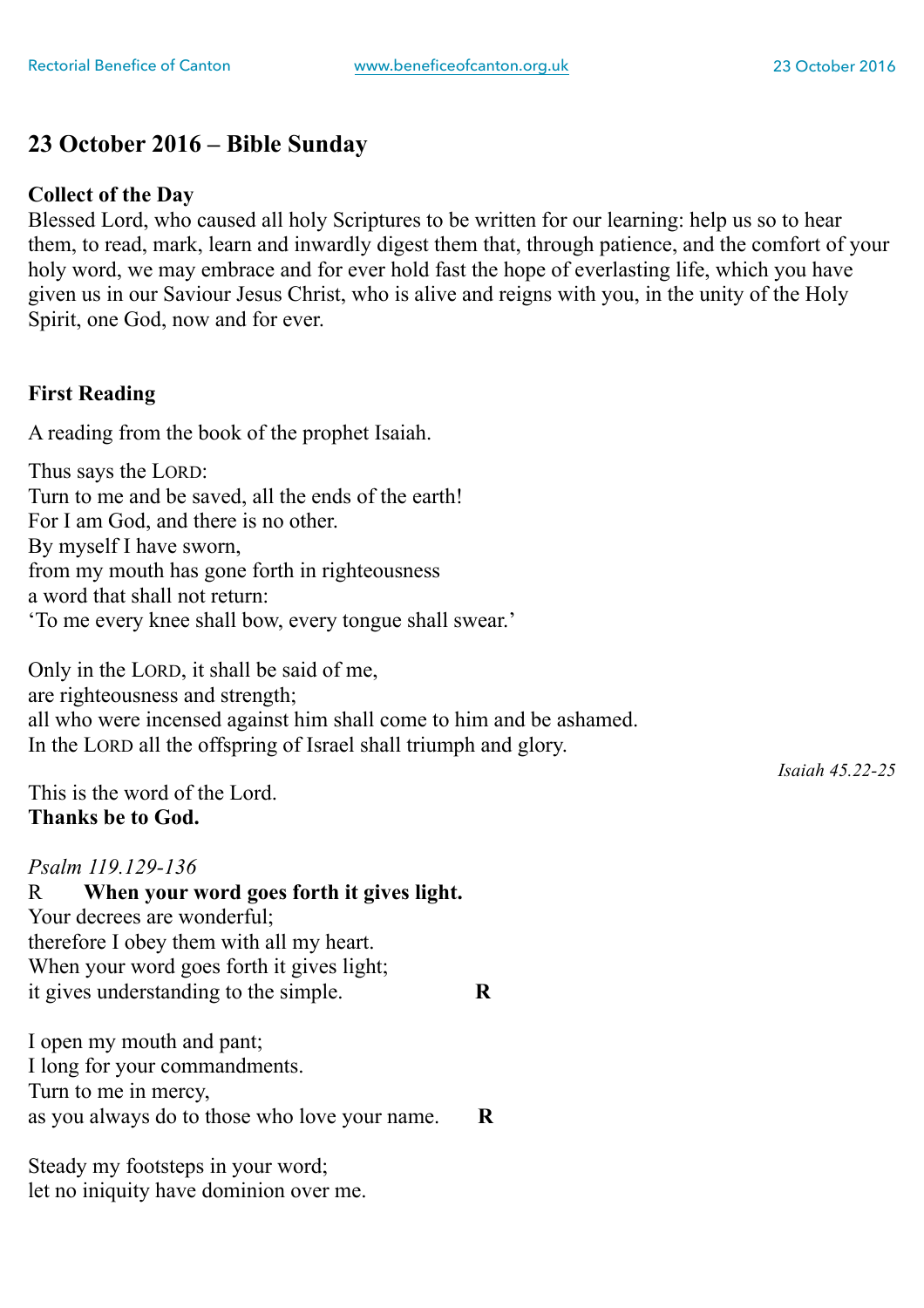## 23 October 2016 – Bible Sunday

**Collect of the Day**
Blessed Lord, who caused all holy Scriptures to be written for our learning: help us so to hear them, to read, mark, learn and inwardly digest them that, through patience, and the comfort of your holy word, we may embrace and for ever hold fast the hope of everlasting life, which you have given us in our Saviour Jesus Christ, who is alive and reigns with you, in the unity of the Holy Spirit, one God, now and for ever.

**First Reading**

A reading from the book of the prophet Isaiah.

Thus says the LORD:
Turn to me and be saved, all the ends of the earth!
For I am God, and there is no other.
By myself I have sworn,
from my mouth has gone forth in righteousness
a word that shall not return:
'To me every knee shall bow, every tongue shall swear.'

Only in the LORD, it shall be said of me,
are righteousness and strength;
all who were incensed against him shall come to him and be ashamed.
In the LORD all the offspring of Israel shall triumph and glory.

*Isaiah 45.22-25*

This is the word of the Lord.
**Thanks be to God.**

*Psalm 119.129-136*
R **When your word goes forth it gives light.**
Your decrees are wonderful;
therefore I obey them with all my heart.
When your word goes forth it gives light;
it gives understanding to the simple. **R**

I open my mouth and pant;
I long for your commandments.
Turn to me in mercy,
as you always do to those who love your name. **R**

Steady my footsteps in your word;
let no iniquity have dominion over me.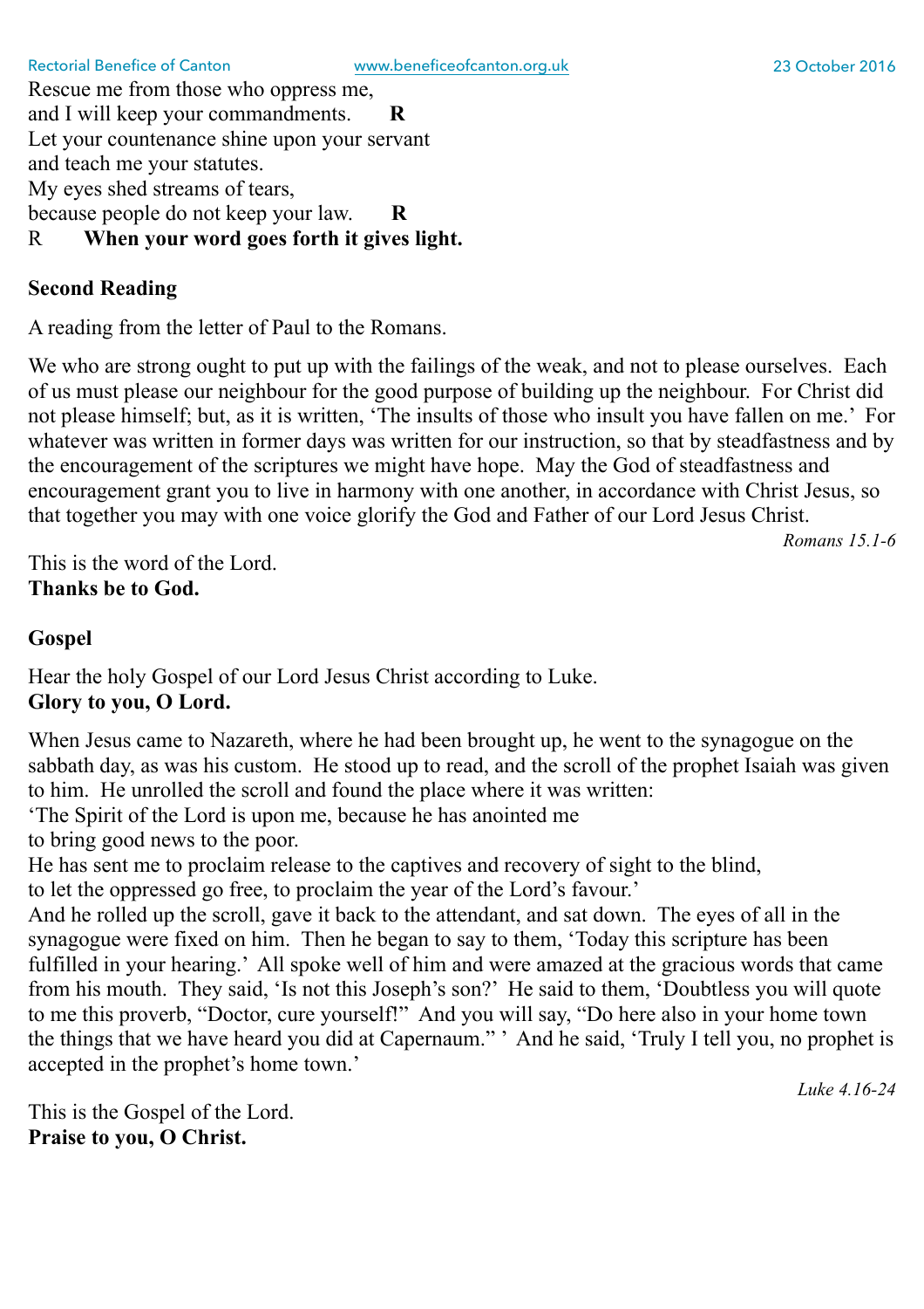Rescue me from those who oppress me,
and I will keep your commandments. **R**
Let your countenance shine upon your servant
and teach me your statutes.
My eyes shed streams of tears,
because people do not keep your law. **R**
R **When your word goes forth it gives light.**

**Second Reading**

A reading from the letter of Paul to the Romans.

We who are strong ought to put up with the failings of the weak, and not to please ourselves. Each of us must please our neighbour for the good purpose of building up the neighbour. For Christ did not please himself; but, as it is written, 'The insults of those who insult you have fallen on me.' For whatever was written in former days was written for our instruction, so that by steadfastness and by the encouragement of the scriptures we might have hope. May the God of steadfastness and encouragement grant you to live in harmony with one another, in accordance with Christ Jesus, so that together you may with one voice glorify the God and Father of our Lord Jesus Christ.

*Romans 15.1-6*

This is the word of the Lord.
**Thanks be to God.**

**Gospel**

Hear the holy Gospel of our Lord Jesus Christ according to Luke.
**Glory to you, O Lord.**

When Jesus came to Nazareth, where he had been brought up, he went to the synagogue on the sabbath day, as was his custom. He stood up to read, and the scroll of the prophet Isaiah was given to him. He unrolled the scroll and found the place where it was written:
'The Spirit of the Lord is upon me, because he has anointed me
to bring good news to the poor.
He has sent me to proclaim release to the captives and recovery of sight to the blind,
to let the oppressed go free, to proclaim the year of the Lord's favour.'
And he rolled up the scroll, gave it back to the attendant, and sat down. The eyes of all in the synagogue were fixed on him. Then he began to say to them, 'Today this scripture has been fulfilled in your hearing.' All spoke well of him and were amazed at the gracious words that came from his mouth. They said, 'Is not this Joseph's son?' He said to them, 'Doubtless you will quote to me this proverb, "Doctor, cure yourself!" And you will say, "Do here also in your home town the things that we have heard you did at Capernaum." ' And he said, 'Truly I tell you, no prophet is accepted in the prophet's home town.'

*Luke 4.16-24*

This is the Gospel of the Lord.
**Praise to you, O Christ.**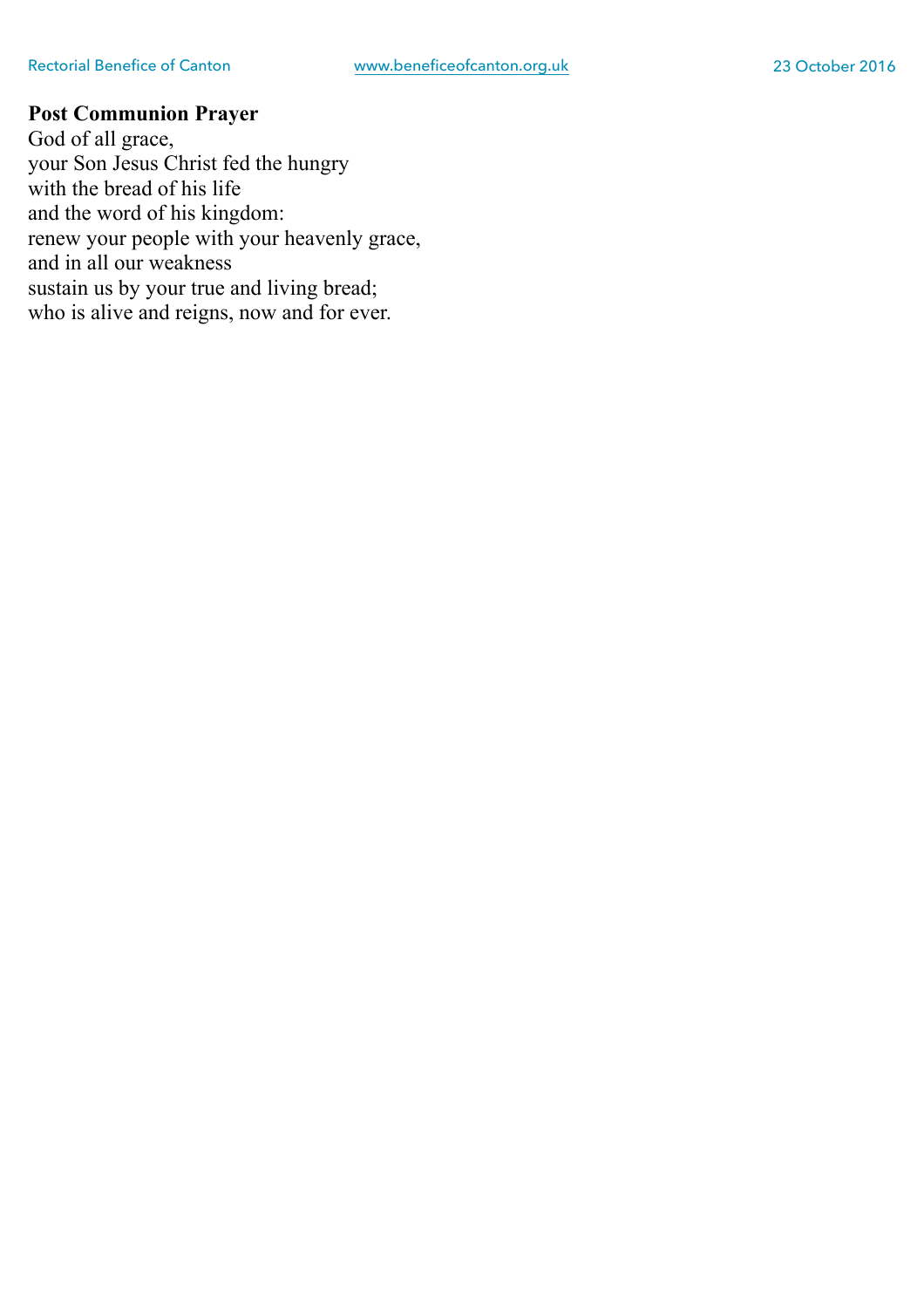**Post Communion Prayer**

God of all grace,
your Son Jesus Christ fed the hungry
with the bread of his life
and the word of his kingdom:
renew your people with your heavenly grace,
and in all our weakness
sustain us by your true and living bread;
who is alive and reigns, now and for ever.